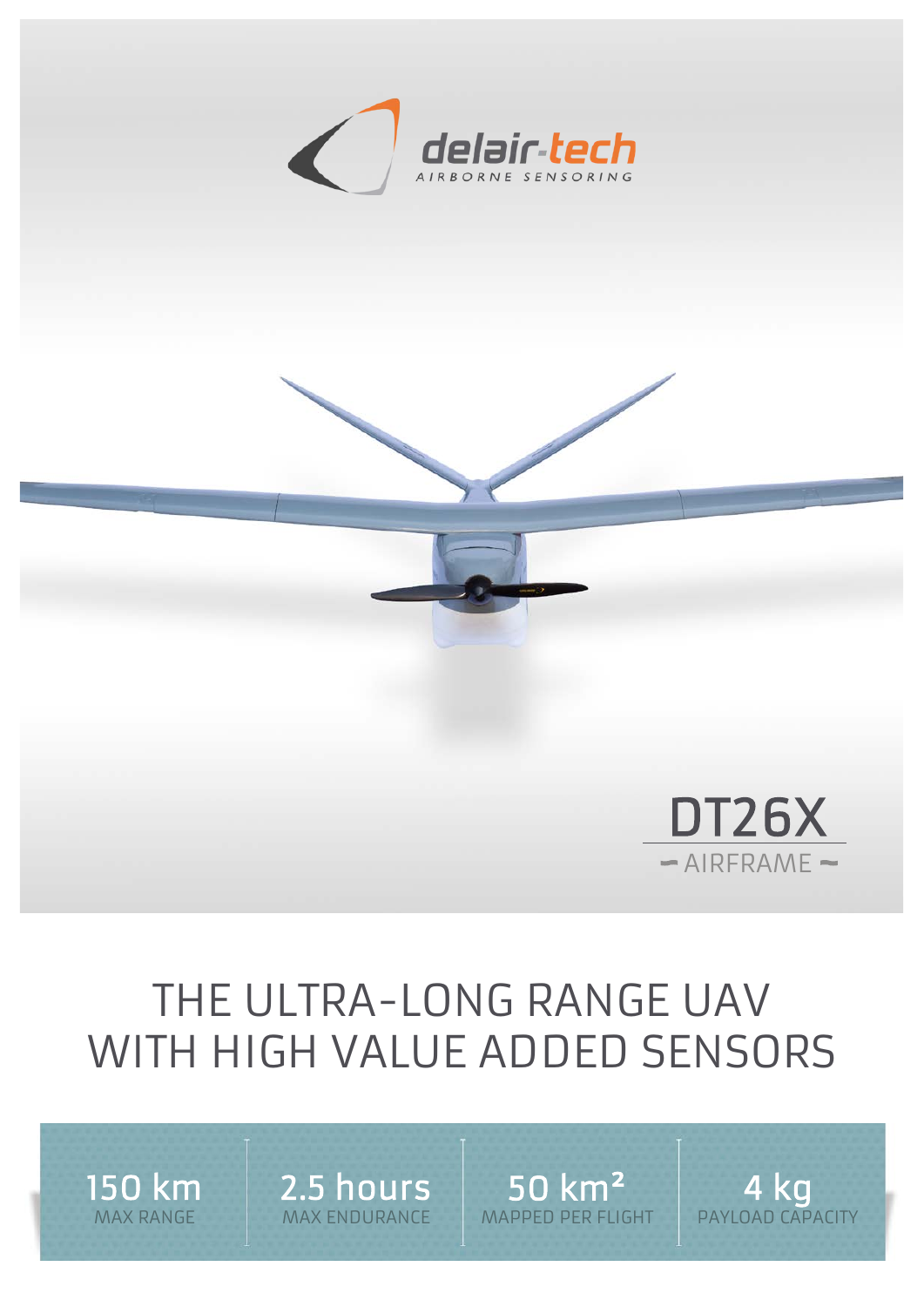delair-tech

AIRBORNE SENSORING

# DT26X

AIRFRAME

## THE ULTRA-LONG RANGE UAV WITH HIGH VALUE ADDED SENSORS

| 150 km | 2.5 hours | 50 km² | 4 kg |
|---|---|---|---|
| MAX RANGE | MAX ENDURANCE | MAPPED PER FLIGHT | PAYLOAD CAPACITY |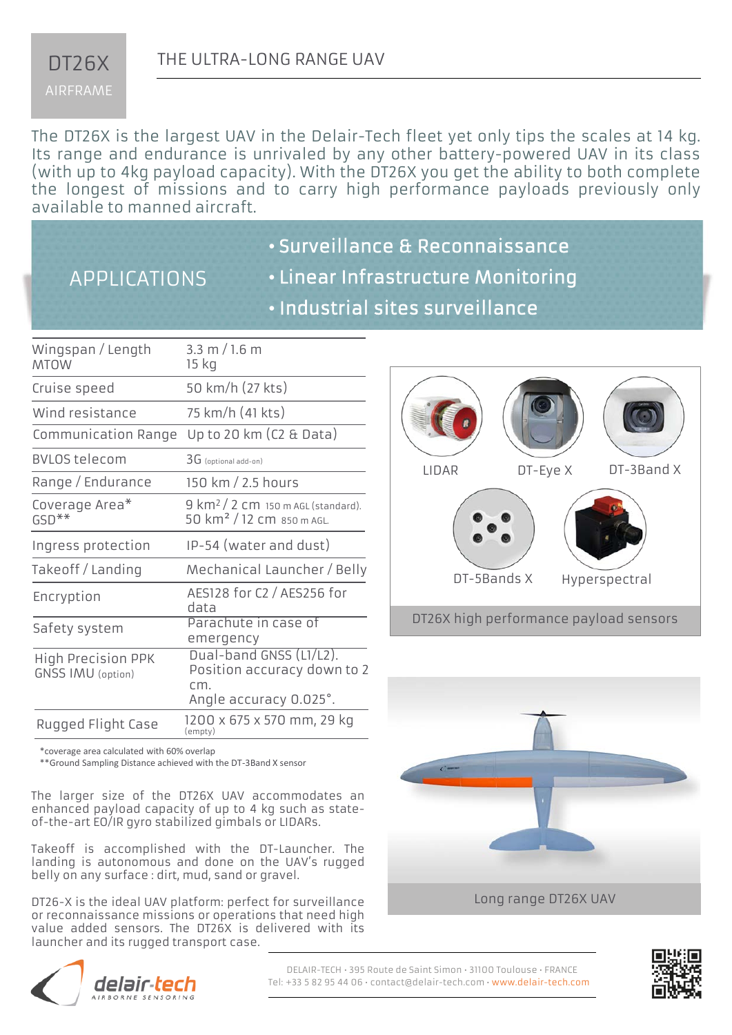# DT26X

AIRFRAME

## THE ULTRA-LONG RANGE UAV

The DT26X is the largest UAV in the Delair-Tech fleet yet only tips the scales at 14 kg. Its range and endurance is unrivaled by any other battery-powered UAV in its class (with up to 4kg payload capacity). With the DT26X you get the ability to both complete the longest of missions and to carry high performance payloads previously only available to manned aircraft.

## APPLICATIONS

- Surveillance & Reconnaissance
- Linear Infrastructure Monitoring
- Industrial sites surveillance

| | |
|---|---|
| Wingspan / Length<br>MTOW | 3.3 m / 1.6 m<br>15 kg |
| Cruise speed | 50 km/h (27 kts) |
| Wind resistance | 75 km/h (41 kts) |
| Communication Range | Up to 20 km (C2 & Data) |
| BVLOS telecom | 3G (optional add-on) |
| Range / Endurance | 150 km / 2.5 hours |
| Coverage Area*<br>GSD** | 9 km² / 2 cm 150 m AGL (standard).<br>50 km² / 12 cm 850 m AGL. |
| Ingress protection | IP-54 (water and dust) |
| Takeoff / Landing | Mechanical Launcher / Belly |
| Encryption | AES128 for C2 / AES256 for data |
| Safety system | Parachute in case of emergency |
| High Precision PPK GNSS IMU (option) | Dual-band GNSS (L1/L2). Position accuracy down to 2 cm. Angle accuracy 0.025°. |
| Rugged Flight Case | 1200 x 675 x 570 mm, 29 kg (empty) |

*coverage area calculated with 60% overlap
**Ground Sampling Distance achieved with the DT-3Band X sensor

LIDAR DT-Eye X DT-3Band X DT-5Bands X Hyperspectral

DT26X high performance payload sensors

The larger size of the DT26X UAV accommodates an enhanced payload capacity of up to 4 kg such as state-of-the-art EO/IR gyro stabilized gimbals or LIDARs.

Takeoff is accomplished with the DT-Launcher. The landing is autonomous and done on the UAV's rugged belly on any surface : dirt, mud, sand or gravel.

DT26-X is the ideal UAV platform: perfect for surveillance or reconnaissance missions or operations that need high value added sensors. The DT26X is delivered with its launcher and its rugged transport case.

Long range DT26X UAV

delair-tech AIRBORNE SENSORING

DELAIR-TECH · 395 Route de Saint Simon · 31100 Toulouse · FRANCE
Tel: +33 5 82 95 44 06 · contact@delair-tech.com · www.delair-tech.com